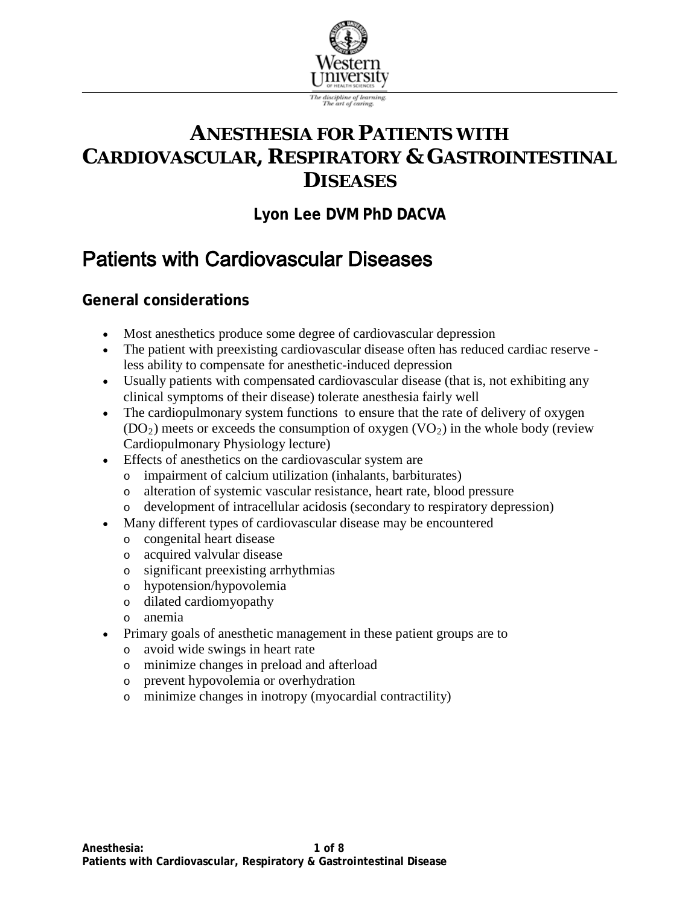# ANESTHESIA FOR PATIENTS WITH CARDIOVASCULAR, RESPIRATORY & GASTROINTESTINAL DISEASES

**Lyon Lee DVM PhD DACVA**

## Patients with Cardiovascular Diseases

### General considerations

- Most anesthetics produce some degree of cardiovascular depression
- The patient with preexisting cardiovascular disease often has reduced cardiac reserve - less ability to compensate for anesthetic-induced depression
- Usually patients with compensated cardiovascular disease (that is, not exhibiting any clinical symptoms of their disease) tolerate anesthesia fairly well
- The cardiopulmonary system functions to ensure that the rate of delivery of oxygen ($DO_2$) meets or exceeds the consumption of oxygen ($VO_2$) in the whole body (review Cardiopulmonary Physiology lecture)
- Effects of anesthetics on the cardiovascular system are
  - impairment of calcium utilization (inhalants, barbiturates)
  - alteration of systemic vascular resistance, heart rate, blood pressure
  - development of intracellular acidosis (secondary to respiratory depression)
- Many different types of cardiovascular disease may be encountered
  - congenital heart disease
  - acquired valvular disease
  - significant preexisting arrhythmias
  - hypotension/hypovolemia
  - dilated cardiomyopathy
  - anemia
- Primary goals of anesthetic management in these patient groups are to
  - avoid wide swings in heart rate
  - minimize changes in preload and afterload
  - prevent hypovolemia or overhydration
  - minimize changes in inotropy (myocardial contractility)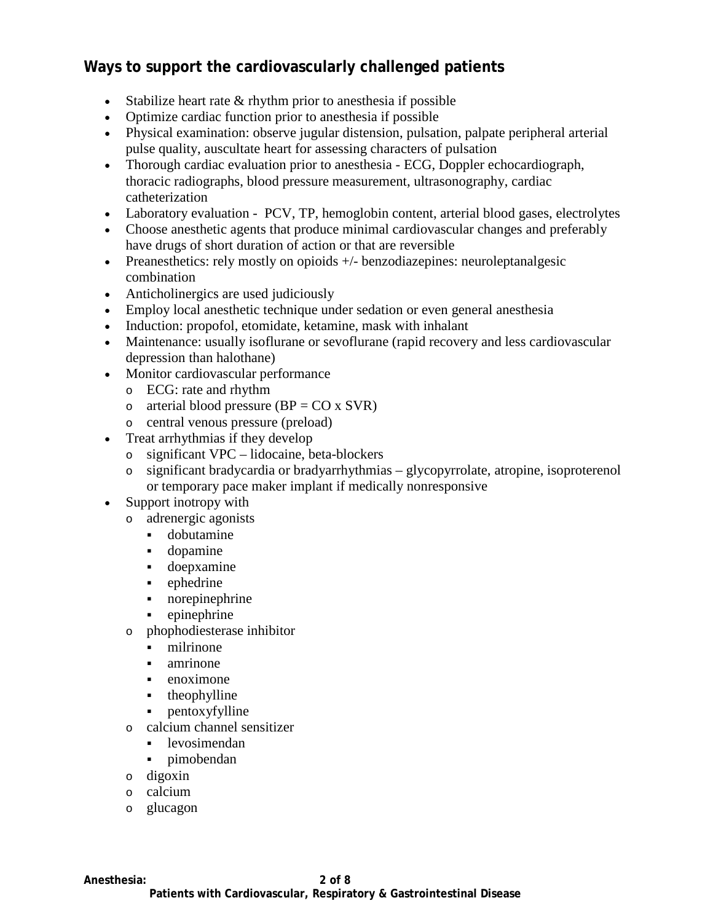## Ways to support the cardiovascularly challenged patients

- Stabilize heart rate & rhythm prior to anesthesia if possible
- Optimize cardiac function prior to anesthesia if possible
- Physical examination: observe jugular distension, pulsation, palpate peripheral arterial pulse quality, auscultate heart for assessing characters of pulsation
- Thorough cardiac evaluation prior to anesthesia - ECG, Doppler echocardiograph, thoracic radiographs, blood pressure measurement, ultrasonography, cardiac catheterization
- Laboratory evaluation - PCV, TP, hemoglobin content, arterial blood gases, electrolytes
- Choose anesthetic agents that produce minimal cardiovascular changes and preferably have drugs of short duration of action or that are reversible
- Preanesthetics: rely mostly on opioids +/- benzodiazepines: neuroleptanalgesic combination
- Anticholinergics are used judiciously
- Employ local anesthetic technique under sedation or even general anesthesia
- Induction: propofol, etomidate, ketamine, mask with inhalant
- Maintenance: usually isoflurane or sevoflurane (rapid recovery and less cardiovascular depression than halothane)
- Monitor cardiovascular performance
  - ECG: rate and rhythm
  - arterial blood pressure (BP = CO x SVR)
  - central venous pressure (preload)
- Treat arrhythmias if they develop
  - significant VPC – lidocaine, beta-blockers
  - significant bradycardia or bradyarrhythmias – glycopyrrolate, atropine, isoproterenol or temporary pace maker implant if medically nonresponsive
- Support inotropy with
  - adrenergic agonists
    - dobutamine
    - dopamine
    - doepxamine
    - ephedrine
    - norepinephrine
    - epinephrine
  - phophodiesterase inhibitor
    - milrinone
    - amrinone
    - enoximone
    - theophylline
    - pentoxyfylline
  - calcium channel sensitizer
    - levosimendan
    - pimobendan
  - digoxin
  - calcium
  - glucagon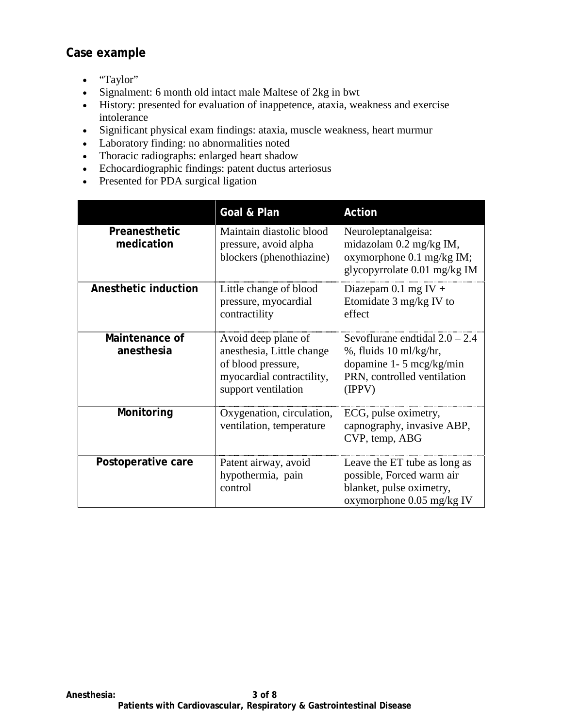## Case example

- "Taylor"
- Signalment: 6 month old intact male Maltese of 2kg in bwt
- History: presented for evaluation of inappetence, ataxia, weakness and exercise intolerance
- Significant physical exam findings: ataxia, muscle weakness, heart murmur
- Laboratory finding: no abnormalities noted
- Thoracic radiographs: enlarged heart shadow
- Echocardiographic findings: patent ductus arteriosus
- Presented for PDA surgical ligation

| | Goal & Plan | Action |
|---|---|---|
| **Preanesthetic medication** | Maintain diastolic blood pressure, avoid alpha blockers (phenothiazine) | Neuroleptanalgeisa: midazolam 0.2 mg/kg IM, oxymorphone 0.1 mg/kg IM; glycopyrrolate 0.01 mg/kg IM |
| **Anesthetic induction** | Little change of blood pressure, myocardial contractility | Diazepam 0.1 mg IV + Etomidate 3 mg/kg IV to effect |
| **Maintenance of anesthesia** | Avoid deep plane of anesthesia, Little change of blood pressure, myocardial contractility, support ventilation | Sevoflurane endtidal 2.0 – 2.4 %, fluids 10 ml/kg/hr, dopamine 1- 5 mcg/kg/min PRN, controlled ventilation (IPPV) |
| **Monitoring** | Oxygenation, circulation, ventilation, temperature | ECG, pulse oximetry, capnography, invasive ABP, CVP, temp, ABG |
| **Postoperative care** | Patent airway, avoid hypothermia, pain control | Leave the ET tube as long as possible, Forced warm air blanket, pulse oximetry, oxymorphone 0.05 mg/kg IV |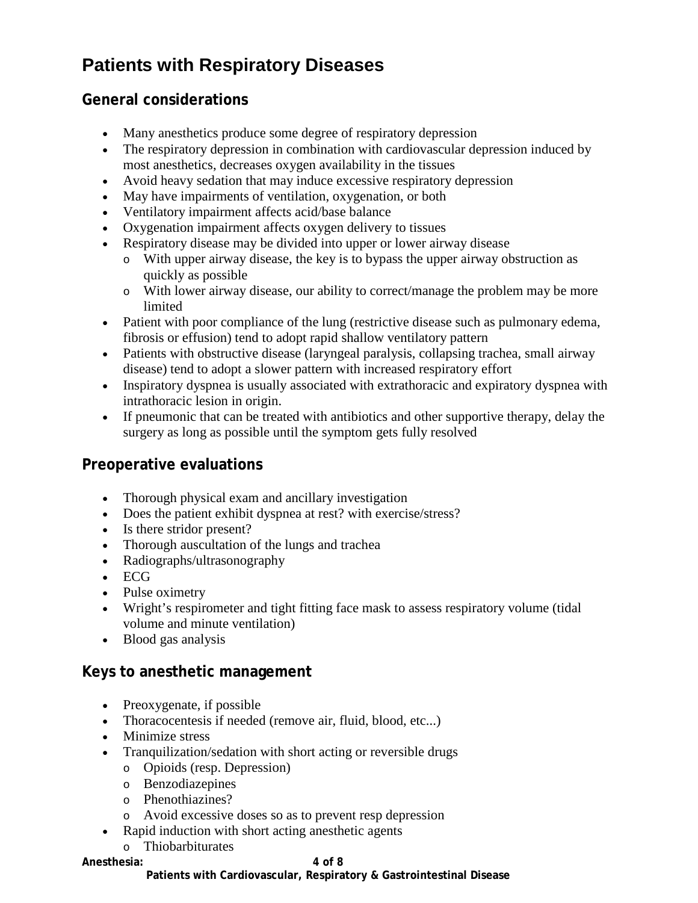# Patients with Respiratory Diseases

## General considerations

- Many anesthetics produce some degree of respiratory depression
- The respiratory depression in combination with cardiovascular depression induced by most anesthetics, decreases oxygen availability in the tissues
- Avoid heavy sedation that may induce excessive respiratory depression
- May have impairments of ventilation, oxygenation, or both
- Ventilatory impairment affects acid/base balance
- Oxygenation impairment affects oxygen delivery to tissues
- Respiratory disease may be divided into upper or lower airway disease
  - With upper airway disease, the key is to bypass the upper airway obstruction as quickly as possible
  - With lower airway disease, our ability to correct/manage the problem may be more limited
- Patient with poor compliance of the lung (restrictive disease such as pulmonary edema, fibrosis or effusion) tend to adopt rapid shallow ventilatory pattern
- Patients with obstructive disease (laryngeal paralysis, collapsing trachea, small airway disease) tend to adopt a slower pattern with increased respiratory effort
- Inspiratory dyspnea is usually associated with extrathoracic and expiratory dyspnea with intrathoracic lesion in origin.
- If pneumonic that can be treated with antibiotics and other supportive therapy, delay the surgery as long as possible until the symptom gets fully resolved

## Preoperative evaluations

- Thorough physical exam and ancillary investigation
- Does the patient exhibit dyspnea at rest? with exercise/stress?
- Is there stridor present?
- Thorough auscultation of the lungs and trachea
- Radiographs/ultrasonography
- ECG
- Pulse oximetry
- Wright's respirometer and tight fitting face mask to assess respiratory volume (tidal volume and minute ventilation)
- Blood gas analysis

## Keys to anesthetic management

- Preoxygenate, if possible
- Thoracocentesis if needed (remove air, fluid, blood, etc...)
- Minimize stress
- Tranquilization/sedation with short acting or reversible drugs
  - Opioids (resp. Depression)
  - Benzodiazepines
  - Phenothiazines?
  - Avoid excessive doses so as to prevent resp depression
- Rapid induction with short acting anesthetic agents
  - Thiobarbiturates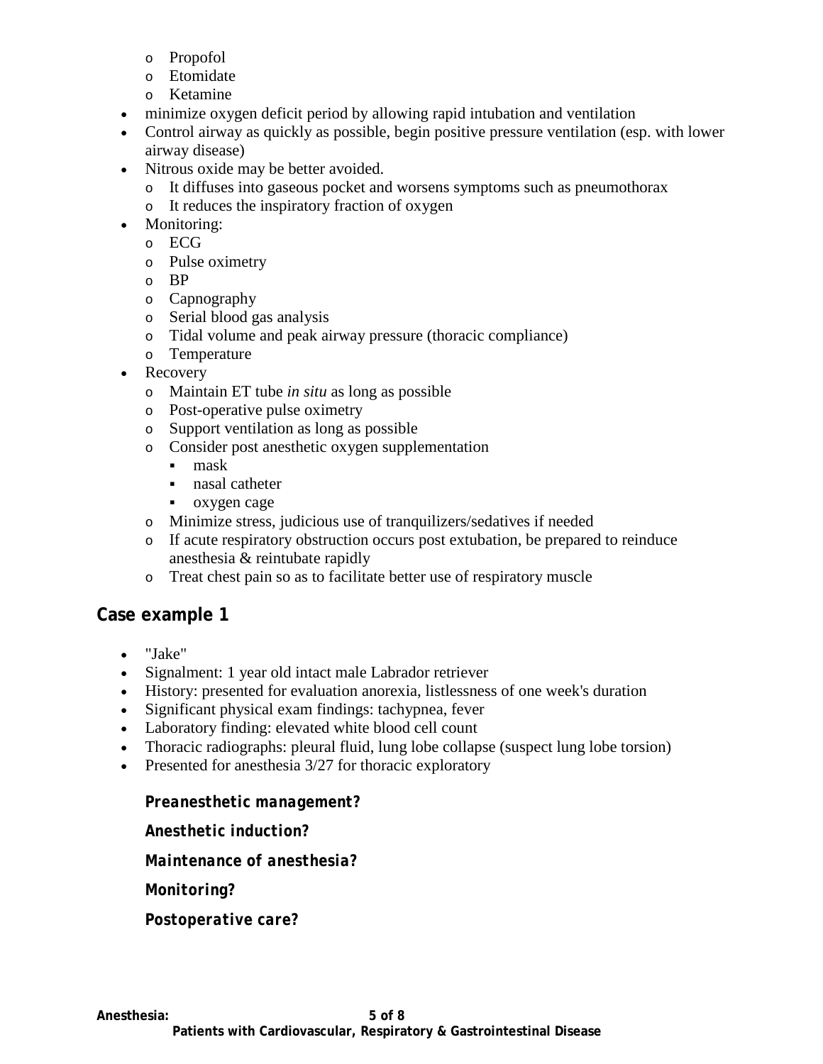- Propofol
  - Etomidate
  - Ketamine
- minimize oxygen deficit period by allowing rapid intubation and ventilation
- Control airway as quickly as possible, begin positive pressure ventilation (esp. with lower airway disease)
- Nitrous oxide may be better avoided.
  - It diffuses into gaseous pocket and worsens symptoms such as pneumothorax
  - It reduces the inspiratory fraction of oxygen
- Monitoring:
  - ECG
  - Pulse oximetry
  - BP
  - Capnography
  - Serial blood gas analysis
  - Tidal volume and peak airway pressure (thoracic compliance)
  - Temperature
- Recovery
  - Maintain ET tube *in situ* as long as possible
  - Post-operative pulse oximetry
  - Support ventilation as long as possible
  - Consider post anesthetic oxygen supplementation
    - mask
    - nasal catheter
    - oxygen cage
  - Minimize stress, judicious use of tranquilizers/sedatives if needed
  - If acute respiratory obstruction occurs post extubation, be prepared to reinduce anesthesia & reintubate rapidly
  - Treat chest pain so as to facilitate better use of respiratory muscle

## Case example 1

- "Jake"
- Signalment: 1 year old intact male Labrador retriever
- History: presented for evaluation anorexia, listlessness of one week's duration
- Significant physical exam findings: tachypnea, fever
- Laboratory finding: elevated white blood cell count
- Thoracic radiographs: pleural fluid, lung lobe collapse (suspect lung lobe torsion)
- Presented for anesthesia 3/27 for thoracic exploratory

***Preanesthetic management?***

***Anesthetic induction?***

***Maintenance of anesthesia?***

***Monitoring?***

***Postoperative care?***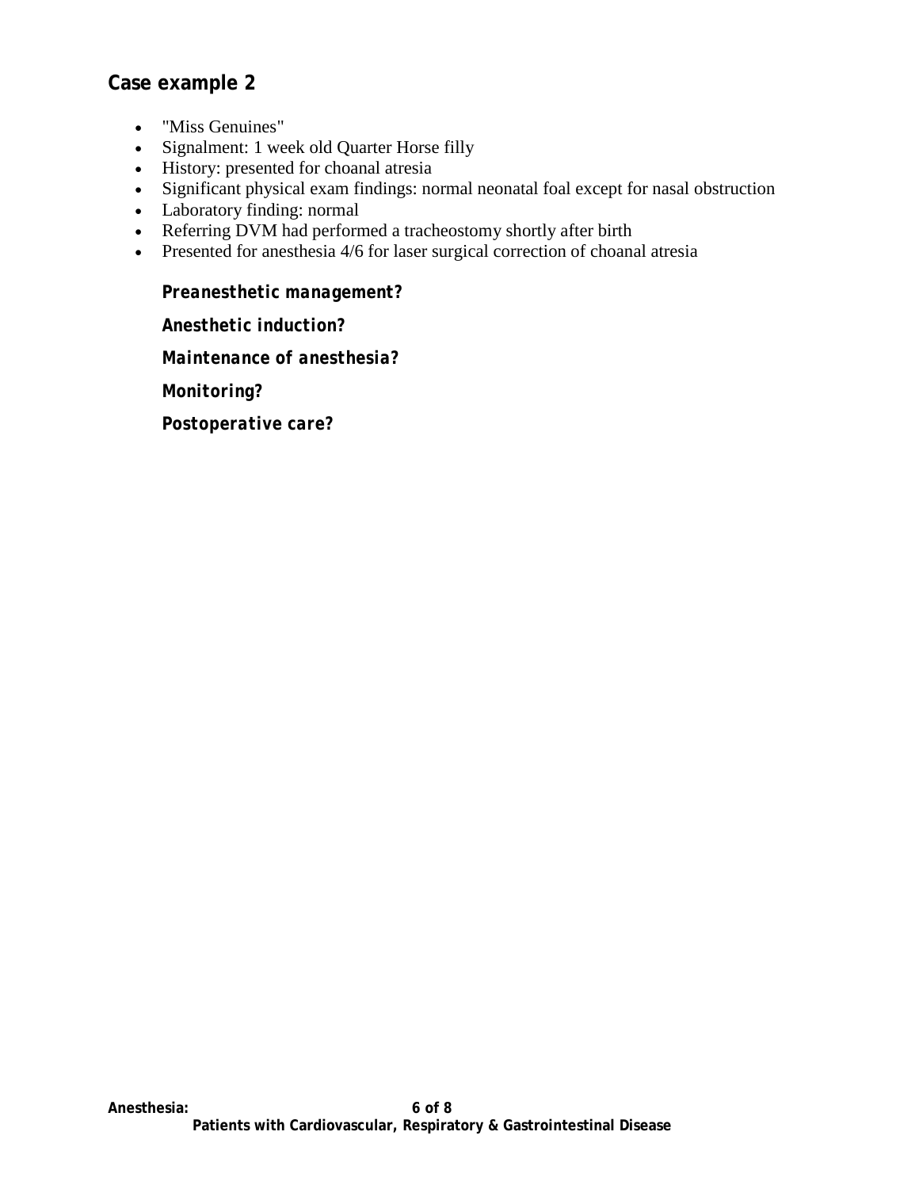## Case example 2

- "Miss Genuines"
- Signalment: 1 week old Quarter Horse filly
- History: presented for choanal atresia
- Significant physical exam findings: normal neonatal foal except for nasal obstruction
- Laboratory finding: normal
- Referring DVM had performed a tracheostomy shortly after birth
- Presented for anesthesia 4/6 for laser surgical correction of choanal atresia

***Preanesthetic management?***

***Anesthetic induction?***

***Maintenance of anesthesia?***

***Monitoring?***

***Postoperative care?***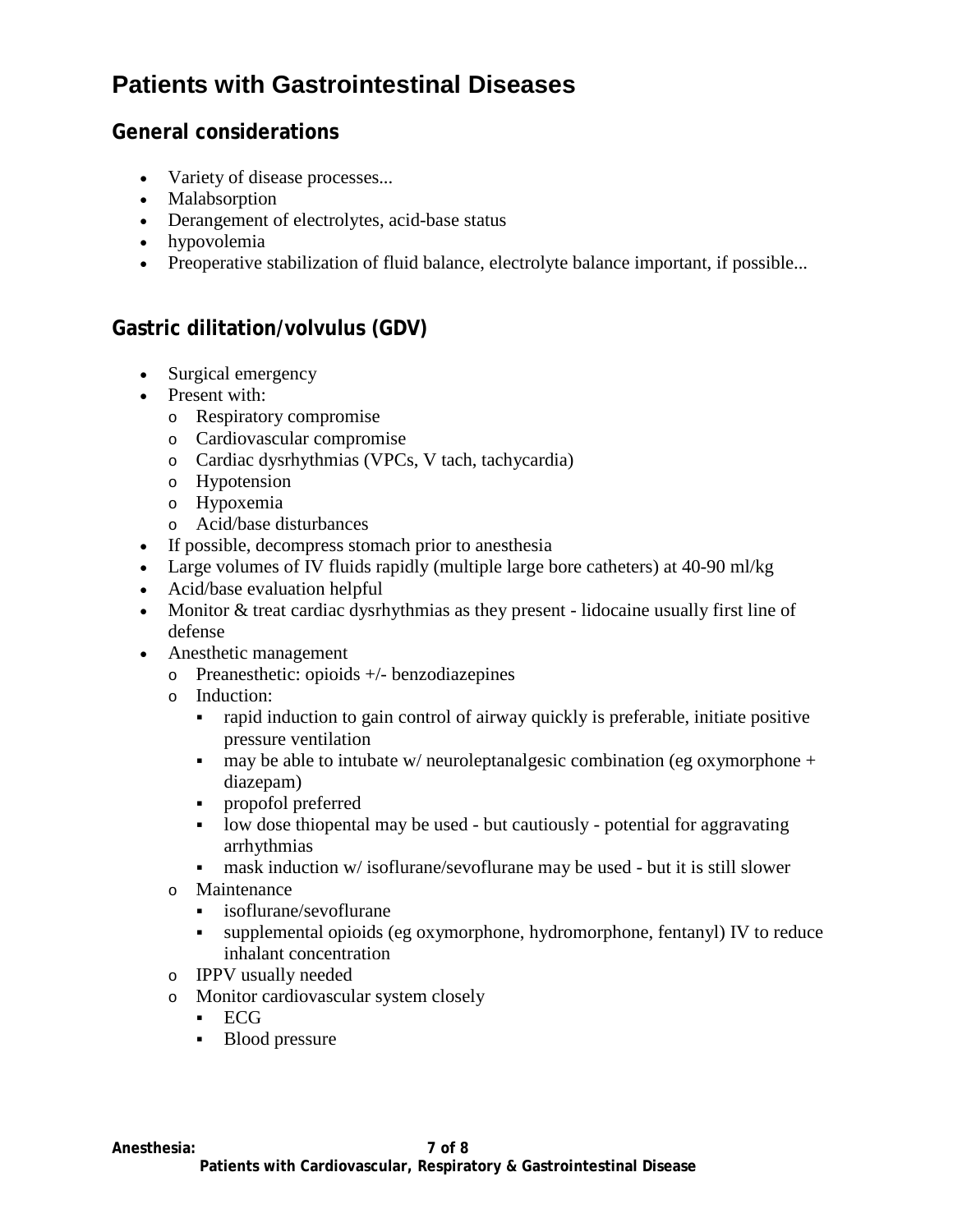# Patients with Gastrointestinal Diseases

## General considerations

- Variety of disease processes...
- Malabsorption
- Derangement of electrolytes, acid-base status
- hypovolemia
- Preoperative stabilization of fluid balance, electrolyte balance important, if possible...

## Gastric dilitation/volvulus (GDV)

- Surgical emergency
- Present with:
  - Respiratory compromise
  - Cardiovascular compromise
  - Cardiac dysrhythmias (VPCs, V tach, tachycardia)
  - Hypotension
  - Hypoxemia
  - Acid/base disturbances
- If possible, decompress stomach prior to anesthesia
- Large volumes of IV fluids rapidly (multiple large bore catheters) at 40-90 ml/kg
- Acid/base evaluation helpful
- Monitor & treat cardiac dysrhythmias as they present - lidocaine usually first line of defense
- Anesthetic management
  - Preanesthetic: opioids +/- benzodiazepines
  - Induction:
    - rapid induction to gain control of airway quickly is preferable, initiate positive pressure ventilation
    - may be able to intubate w/ neuroleptanalgesic combination (eg oxymorphone + diazepam)
    - propofol preferred
    - low dose thiopental may be used - but cautiously - potential for aggravating arrhythmias
    - mask induction w/ isoflurane/sevoflurane may be used - but it is still slower
  - Maintenance
    - isoflurane/sevoflurane
    - supplemental opioids (eg oxymorphone, hydromorphone, fentanyl) IV to reduce inhalant concentration
  - IPPV usually needed
  - Monitor cardiovascular system closely
    - ECG
    - Blood pressure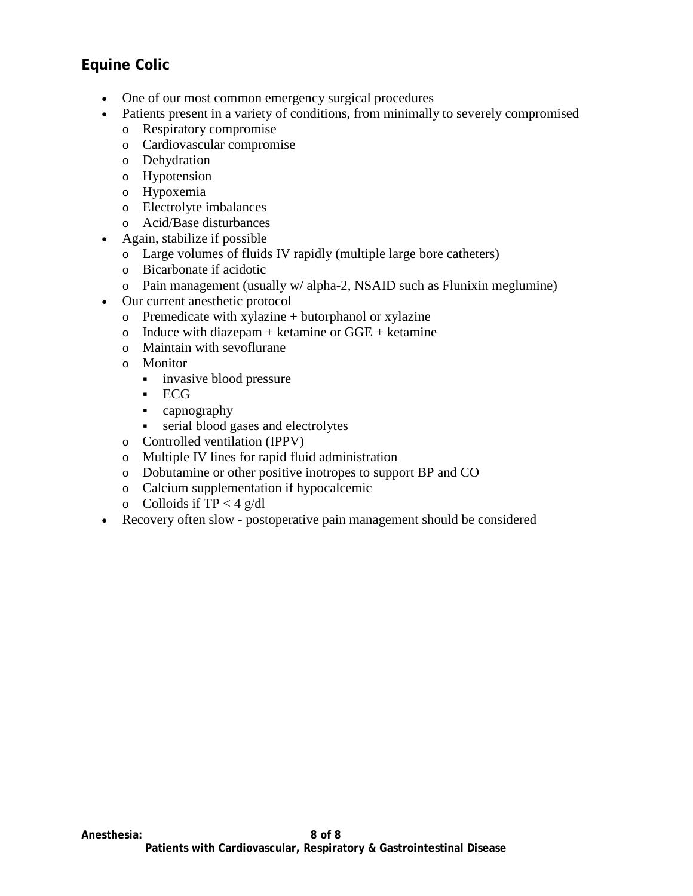## Equine Colic

- One of our most common emergency surgical procedures
- Patients present in a variety of conditions, from minimally to severely compromised
  - Respiratory compromise
  - Cardiovascular compromise
  - Dehydration
  - Hypotension
  - Hypoxemia
  - Electrolyte imbalances
  - Acid/Base disturbances
- Again, stabilize if possible
  - Large volumes of fluids IV rapidly (multiple large bore catheters)
  - Bicarbonate if acidotic
  - Pain management (usually w/ alpha-2, NSAID such as Flunixin meglumine)
- Our current anesthetic protocol
  - Premedicate with xylazine + butorphanol or xylazine
  - Induce with diazepam + ketamine or GGE + ketamine
  - Maintain with sevoflurane
  - Monitor
    - invasive blood pressure
    - ECG
    - capnography
    - serial blood gases and electrolytes
  - Controlled ventilation (IPPV)
  - Multiple IV lines for rapid fluid administration
  - Dobutamine or other positive inotropes to support BP and CO
  - Calcium supplementation if hypocalcemic
  - Colloids if TP < 4 g/dl
- Recovery often slow - postoperative pain management should be considered